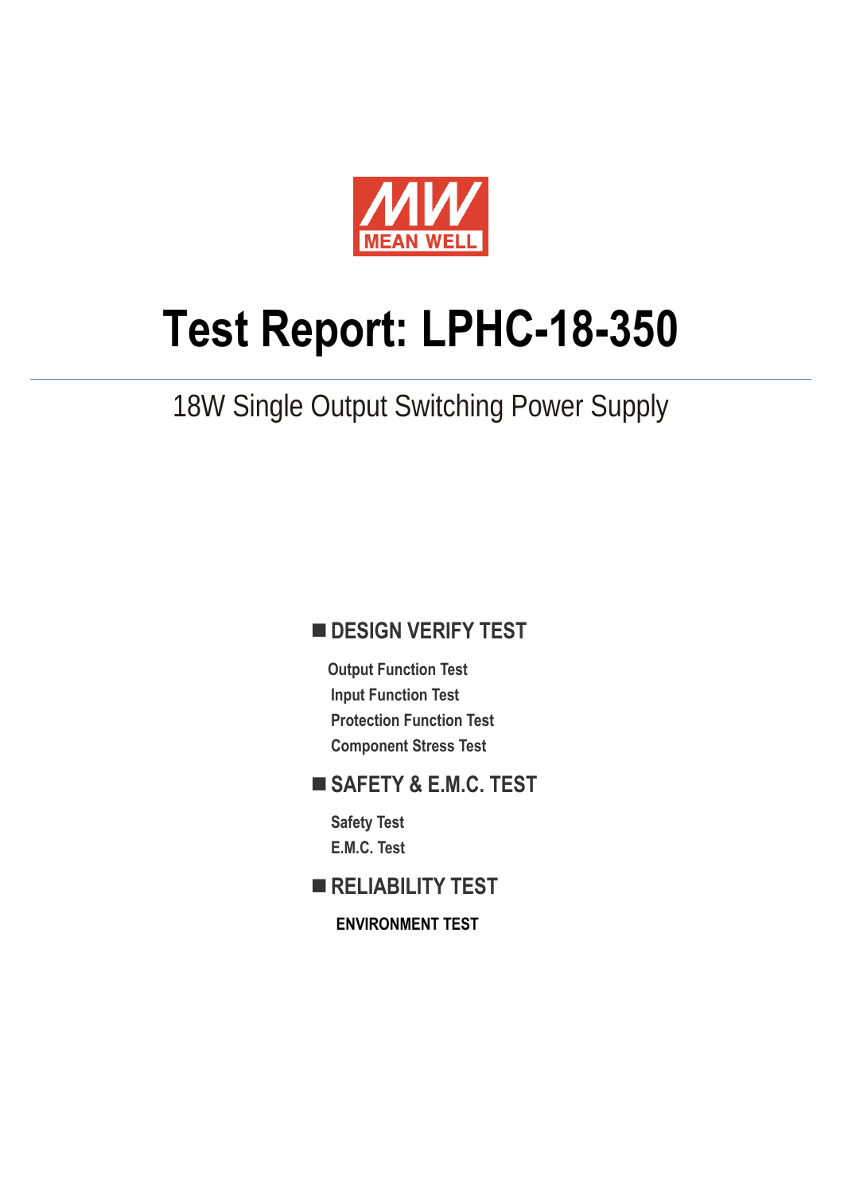MEAN WELL

# Test Report: LPHC-18-350

18W Single Output Switching Power Supply

## ■ DESIGN VERIFY TEST

- Output Function Test
- Input Function Test
- Protection Function Test
- Component Stress Test

## ■ SAFETY & E.M.C. TEST

- Safety Test
- E.M.C. Test

## ■ RELIABILITY TEST

- ENVIRONMENT TEST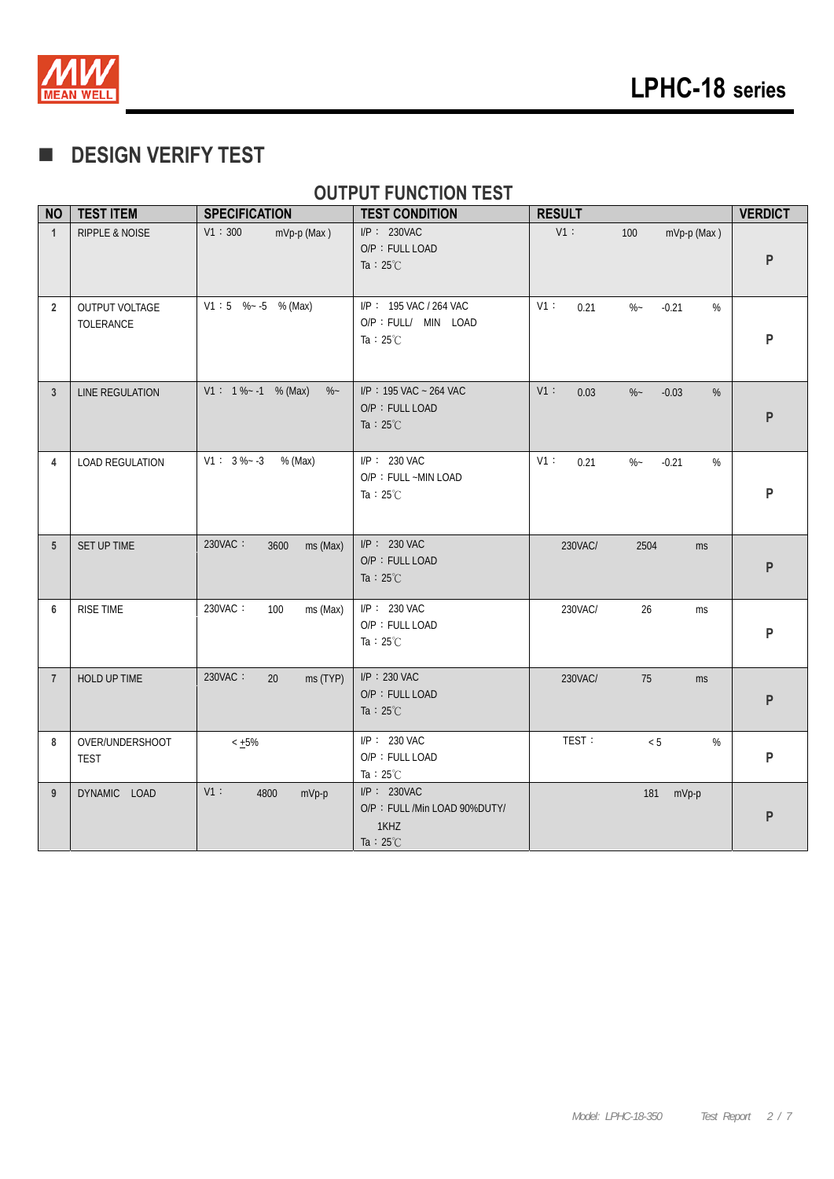# ■ DESIGN VERIFY TEST

## OUTPUT FUNCTION TEST

| NO | TEST ITEM | SPECIFICATION | TEST CONDITION | RESULT | VERDICT |
|---|---|---|---|---|---|
| 1 | RIPPLE & NOISE | V1：300 mVp-p (Max ) | I/P： 230VAC<br>O/P：FULL LOAD<br>Ta：25℃ | V1： 100 mVp-p (Max ) | P |
| 2 | OUTPUT VOLTAGE TOLERANCE | V1：5 %~ -5 % (Max) | I/P： 195 VAC / 264 VAC<br>O/P：FULL/ MIN LOAD<br>Ta：25℃ | V1： 0.21 %~ -0.21 % | P |
| 3 | LINE REGULATION | V1： 1 %~ -1 % (Max) %~ | I/P：195 VAC ~ 264 VAC<br>O/P：FULL LOAD<br>Ta：25℃ | V1： 0.03 %~ -0.03 % | P |
| 4 | LOAD REGULATION | V1： 3 %~ -3 % (Max) | I/P： 230 VAC<br>O/P：FULL ~MIN LOAD<br>Ta：25℃ | V1： 0.21 %~ -0.21 % | P |
| 5 | SET UP TIME | 230VAC： 3600 ms (Max) | I/P： 230 VAC<br>O/P：FULL LOAD<br>Ta：25℃ | 230VAC/ 2504 ms | P |
| 6 | RISE TIME | 230VAC： 100 ms (Max) | I/P： 230 VAC<br>O/P：FULL LOAD<br>Ta：25℃ | 230VAC/ 26 ms | P |
| 7 | HOLD UP TIME | 230VAC： 20 ms (TYP) | I/P：230 VAC<br>O/P：FULL LOAD<br>Ta：25℃ | 230VAC/ 75 ms | P |
| 8 | OVER/UNDERSHOOT TEST | < ±5% | I/P： 230 VAC<br>O/P：FULL LOAD<br>Ta：25℃ | TEST： < 5 % | P |
| 9 | DYNAMIC LOAD | V1： 4800 mVp-p | I/P： 230VAC<br>O/P：FULL /Min LOAD 90%DUTY/ 1KHZ<br>Ta：25℃ | 181 mVp-p | P |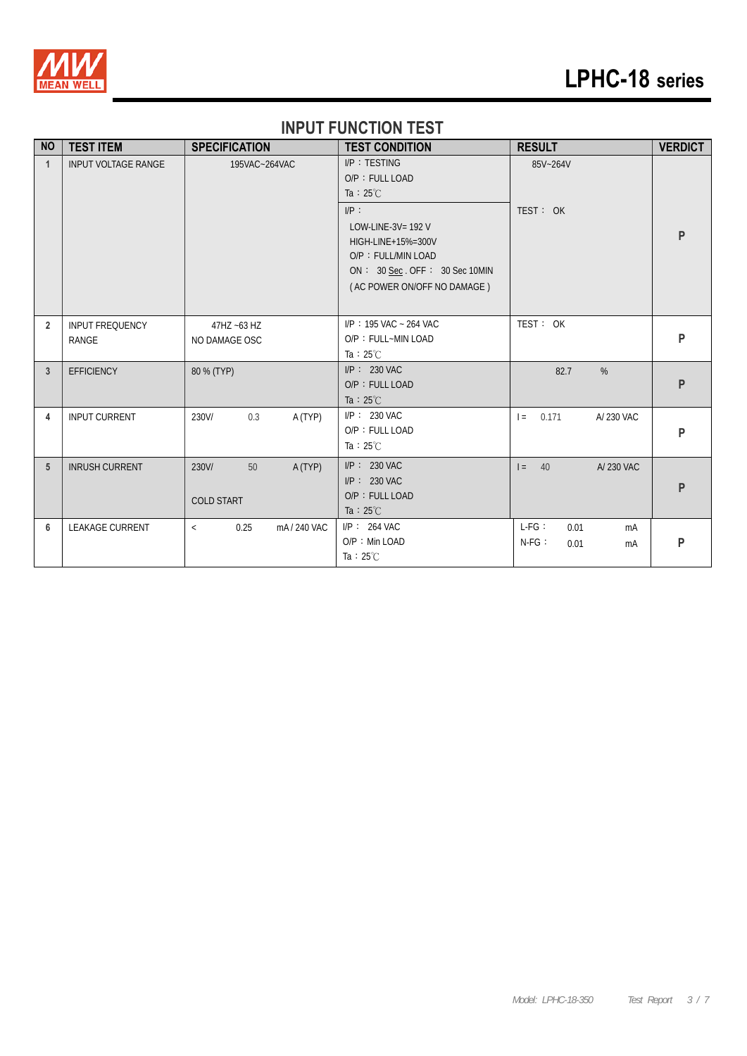# LPHC-18 series

## INPUT FUNCTION TEST

| NO | TEST ITEM | SPECIFICATION | TEST CONDITION | RESULT | VERDICT |
|---|---|---|---|---|---|
| 1 | INPUT VOLTAGE RANGE | 195VAC~264VAC | I/P：TESTING<br>O/P：FULL LOAD<br>Ta：25℃<br>I/P：<br>LOW-LINE-3V= 192 V<br>HIGH-LINE+15%=300V<br>O/P：FULL/MIN LOAD<br>ON： 30 Sec . OFF： 30 Sec 10MIN<br>( AC POWER ON/OFF NO DAMAGE ) | 85V~264V<br>TEST： OK | P |
| 2 | INPUT FREQUENCY RANGE | 47HZ ~63 HZ<br>NO DAMAGE OSC | I/P：195 VAC ~ 264 VAC<br>O/P：FULL~MIN LOAD<br>Ta：25℃ | TEST： OK | P |
| 3 | EFFICIENCY | 80 % (TYP) | I/P： 230 VAC<br>O/P：FULL LOAD<br>Ta：25℃ | 82.7 % | P |
| 4 | INPUT CURRENT | 230V/ 0.3 A (TYP) | I/P： 230 VAC<br>O/P：FULL LOAD<br>Ta：25℃ | I = 0.171 A/ 230 VAC | P |
| 5 | INRUSH CURRENT | 230V/ 50 A (TYP)<br>COLD START | I/P： 230 VAC<br>I/P： 230 VAC<br>O/P：FULL LOAD<br>Ta：25℃ | I = 40 A/ 230 VAC | P |
| 6 | LEAKAGE CURRENT | < 0.25 mA / 240 VAC | I/P： 264 VAC<br>O/P：Min LOAD<br>Ta：25℃ | L-FG： 0.01 mA<br>N-FG： 0.01 mA | P |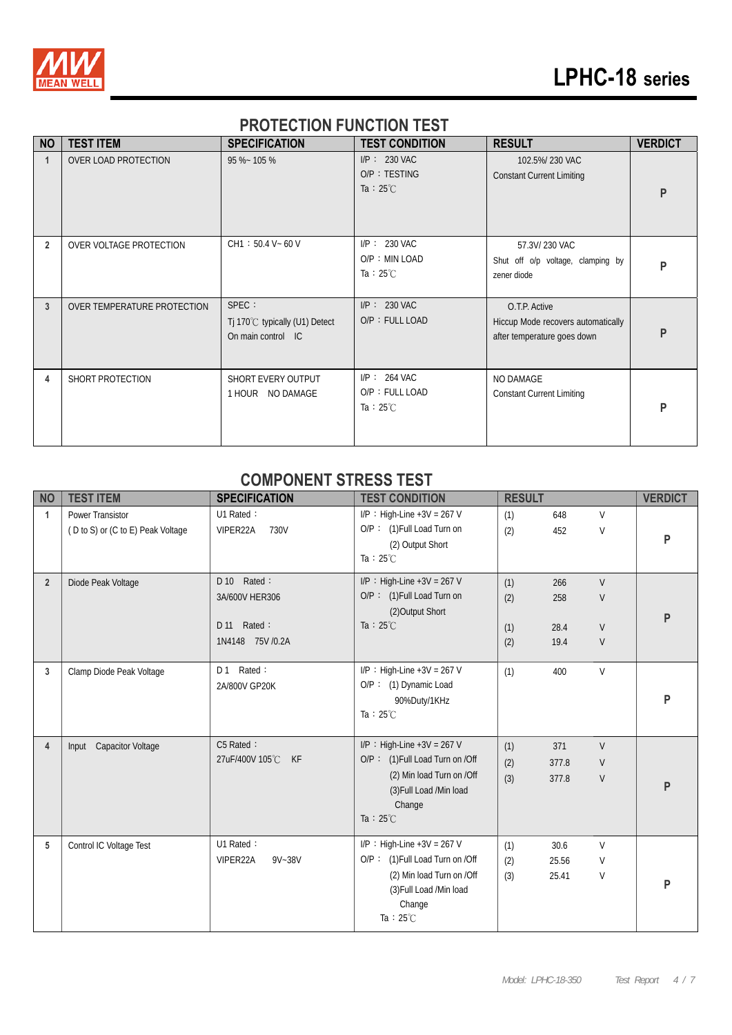## PROTECTION FUNCTION TEST

| NO | TEST ITEM | SPECIFICATION | TEST CONDITION | RESULT | VERDICT |
|---|---|---|---|---|---|
| 1 | OVER LOAD PROTECTION | 95 %~ 105 % | I/P ： 230 VAC<br>O/P ：TESTING<br>Ta ：25℃ | 102.5%/ 230 VAC<br>Constant Current Limiting | P |
| 2 | OVER VOLTAGE PROTECTION | CH1 ：50.4 V~ 60 V | I/P ： 230 VAC<br>O/P ：MIN LOAD<br>Ta ：25℃ | 57.3V/ 230 VAC<br>Shut off o/p voltage, clamping by zener diode | P |
| 3 | OVER TEMPERATURE PROTECTION | SPEC ：<br>Tj 170℃ typically (U1) Detect On main control IC | I/P ： 230 VAC<br>O/P ：FULL LOAD | O.T.P. Active<br>Hiccup Mode recovers automatically after temperature goes down | P |
| 4 | SHORT PROTECTION | SHORT EVERY OUTPUT<br>1 HOUR NO DAMAGE | I/P ： 264 VAC<br>O/P ：FULL LOAD<br>Ta ：25℃ | NO DAMAGE<br>Constant Current Limiting | P |

## COMPONENT STRESS TEST

| NO | TEST ITEM | SPECIFICATION | TEST CONDITION | RESULT | VERDICT |
|---|---|---|---|---|---|
| 1 | Power Transistor<br>( D to S) or (C to E) Peak Voltage | U1 Rated ：<br>VIPER22A 730V | I/P ：High-Line +3V = 267 V<br>O/P ： (1)Full Load Turn on<br>(2) Output Short<br>Ta ：25℃ | (1) 648 V<br>(2) 452 V | P |
| 2 | Diode Peak Voltage | D 10 Rated ：<br>3A/600V HER306<br><br>D 11 Rated ：<br>1N4148 75V /0.2A | I/P ：High-Line +3V = 267 V<br>O/P ： (1)Full Load Turn on<br>(2)Output Short<br>Ta ：25℃ | (1) 266 V<br>(2) 258 V<br><br>(1) 28.4 V<br>(2) 19.4 V | P |
| 3 | Clamp Diode Peak Voltage | D 1 Rated ：<br>2A/800V GP20K | I/P ：High-Line +3V = 267 V<br>O/P ： (1) Dynamic Load<br>90%Duty/1KHz<br>Ta ：25℃ | (1) 400 V | P |
| 4 | Input Capacitor Voltage | C5 Rated ：<br>27uF/400V 105℃ KF | I/P ：High-Line +3V = 267 V<br>O/P ： (1)Full Load Turn on /Off<br>(2) Min load Turn on /Off<br>(3)Full Load /Min load Change<br>Ta ：25℃ | (1) 371 V<br>(2) 377.8 V<br>(3) 377.8 V | P |
| 5 | Control IC Voltage Test | U1 Rated ：<br>VIPER22A 9V~38V | I/P ：High-Line +3V = 267 V<br>O/P ： (1)Full Load Turn on /Off<br>(2) Min load Turn on /Off<br>(3)Full Load /Min load Change<br>Ta ：25℃ | (1) 30.6 V<br>(2) 25.56 V<br>(3) 25.41 V | P |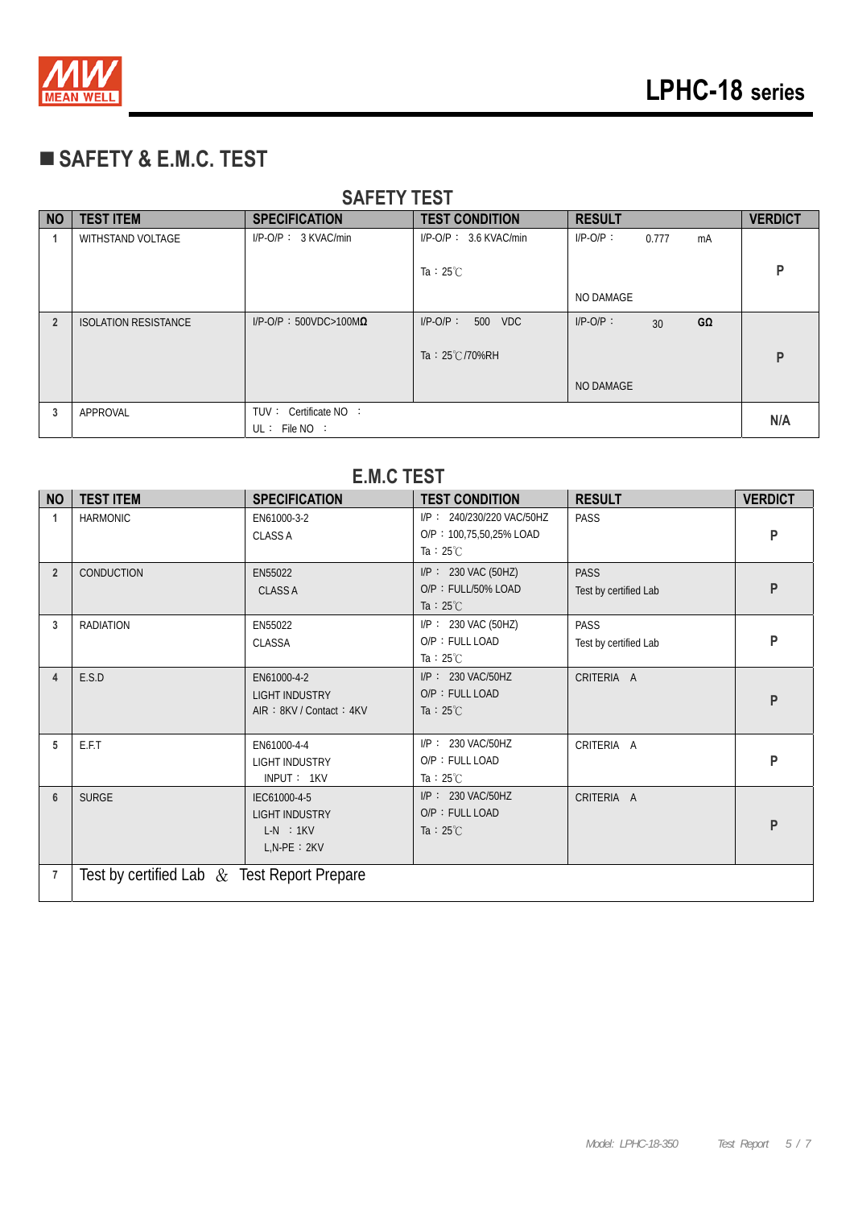## ■ SAFETY & E.M.C. TEST

### SAFETY TEST

| NO | TEST ITEM | SPECIFICATION | TEST CONDITION | RESULT | VERDICT |
|---|---|---|---|---|---|
| 1 | WITHSTAND VOLTAGE | I/P-O/P： 3 KVAC/min | I/P-O/P： 3.6 KVAC/min<br>Ta：25℃ | I/P-O/P： 0.777 mA<br>NO DAMAGE | P |
| 2 | ISOLATION RESISTANCE | I/P-O/P：500VDC>100MΩ | I/P-O/P： 500 VDC<br>Ta：25℃/70%RH | I/P-O/P： 30 GΩ<br>NO DAMAGE | P |
| 3 | APPROVAL | TUV： Certificate NO ：<br>UL： File NO ： | | | N/A |

### E.M.C TEST

| NO | TEST ITEM | SPECIFICATION | TEST CONDITION | RESULT | VERDICT |
|---|---|---|---|---|---|
| 1 | HARMONIC | EN61000-3-2<br>CLASS A | I/P： 240/230/220 VAC/50HZ<br>O/P：100,75,50,25% LOAD<br>Ta：25℃ | PASS | P |
| 2 | CONDUCTION | EN55022<br>CLASS A | I/P： 230 VAC (50HZ)<br>O/P：FULL/50% LOAD<br>Ta：25℃ | PASS<br>Test by certified Lab | P |
| 3 | RADIATION | EN55022<br>CLASSA | I/P： 230 VAC (50HZ)<br>O/P：FULL LOAD<br>Ta：25℃ | PASS<br>Test by certified Lab | P |
| 4 | E.S.D | EN61000-4-2<br>LIGHT INDUSTRY<br>AIR：8KV / Contact：4KV | I/P： 230 VAC/50HZ<br>O/P：FULL LOAD<br>Ta：25℃ | CRITERIA A | P |
| 5 | E.F.T | EN61000-4-4<br>LIGHT INDUSTRY<br>INPUT： 1KV | I/P： 230 VAC/50HZ<br>O/P：FULL LOAD<br>Ta：25℃ | CRITERIA A | P |
| 6 | SURGE | IEC61000-4-5<br>LIGHT INDUSTRY<br>L-N ：1KV<br>L,N-PE：2KV | I/P： 230 VAC/50HZ<br>O/P：FULL LOAD<br>Ta：25℃ | CRITERIA A | P |
| 7 | Test by certified Lab & Test Report Prepare | | | | |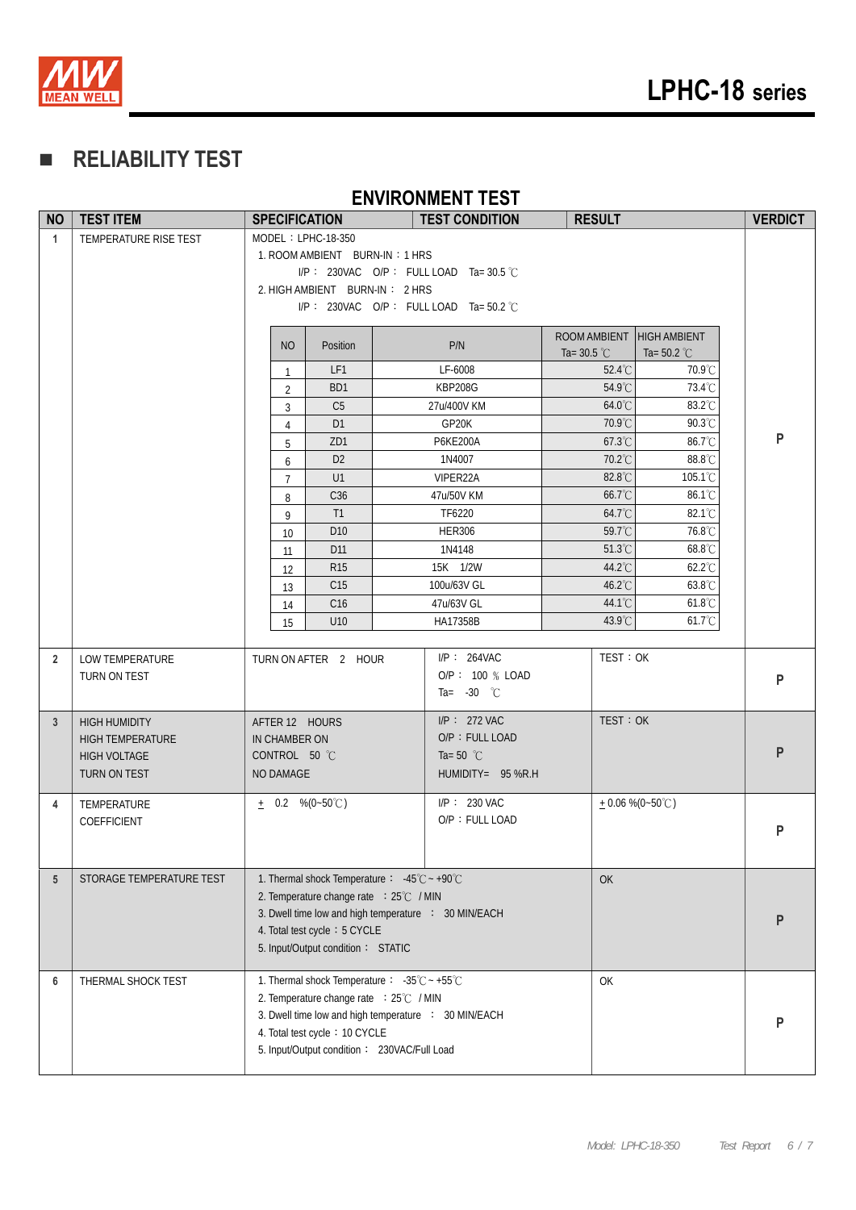## ■ RELIABILITY TEST

### ENVIRONMENT TEST

| NO | TEST ITEM | SPECIFICATION | TEST CONDITION | RESULT | VERDICT |
|---|---|---|---|---|---|
| 1 | TEMPERATURE RISE TEST | MODEL：LPHC-18-350<br>1. ROOM AMBIENT BURN-IN：1 HRS<br>I/P： 230VAC O/P： FULL LOAD Ta= 30.5 ℃<br>2. HIGH AMBIENT BURN-IN： 2 HRS<br>I/P： 230VAC O/P： FULL LOAD Ta= 50.2 ℃ | | | P |
| 2 | LOW TEMPERATURE TURN ON TEST | TURN ON AFTER 2 HOUR | I/P： 264VAC<br>O/P： 100 ％ LOAD<br>Ta= -30 ℃ | TEST：OK | P |
| 3 | HIGH HUMIDITY HIGH TEMPERATURE HIGH VOLTAGE TURN ON TEST | AFTER 12 HOURS IN CHAMBER ON CONTROL 50 ℃ NO DAMAGE | I/P： 272 VAC<br>O/P：FULL LOAD<br>Ta= 50 ℃<br>HUMIDITY= 95 %R.H | TEST：OK | P |
| 4 | TEMPERATURE COEFFICIENT | ± 0.2 %(0~50℃) | I/P： 230 VAC<br>O/P：FULL LOAD | ± 0.06 %(0~50℃) | P |
| 5 | STORAGE TEMPERATURE TEST | 1. Thermal shock Temperature： -45℃ ~ +90℃<br>2. Temperature change rate ：25℃ / MIN<br>3. Dwell time low and high temperature ： 30 MIN/EACH<br>4. Total test cycle：5 CYCLE<br>5. Input/Output condition： STATIC | | OK | P |
| 6 | THERMAL SHOCK TEST | 1. Thermal shock Temperature： -35℃ ~ +55℃<br>2. Temperature change rate ：25℃ / MIN<br>3. Dwell time low and high temperature ： 30 MIN/EACH<br>4. Total test cycle：10 CYCLE<br>5. Input/Output condition： 230VAC/Full Load | | OK | P |

Temperature rise test results (Test 1):

| NO | Position | P/N | ROOM AMBIENT Ta= 30.5 ℃ | HIGH AMBIENT Ta= 50.2 ℃ |
|---|---|---|---|---|
| 1 | LF1 | LF-6008 | 52.4℃ | 70.9℃ |
| 2 | BD1 | KBP208G | 54.9℃ | 73.4℃ |
| 3 | C5 | 27u/400V KM | 64.0℃ | 83.2℃ |
| 4 | D1 | GP20K | 70.9℃ | 90.3℃ |
| 5 | ZD1 | P6KE200A | 67.3℃ | 86.7℃ |
| 6 | D2 | 1N4007 | 70.2℃ | 88.8℃ |
| 7 | U1 | VIPER22A | 82.8℃ | 105.1℃ |
| 8 | C36 | 47u/50V KM | 66.7℃ | 86.1℃ |
| 9 | T1 | TF6220 | 64.7℃ | 82.1℃ |
| 10 | D10 | HER306 | 59.7℃ | 76.8℃ |
| 11 | D11 | 1N4148 | 51.3℃ | 68.8℃ |
| 12 | R15 | 15K 1/2W | 44.2℃ | 62.2℃ |
| 13 | C15 | 100u/63V GL | 46.2℃ | 63.8℃ |
| 14 | C16 | 47u/63V GL | 44.1℃ | 61.8℃ |
| 15 | U10 | HA17358B | 43.9℃ | 61.7℃ |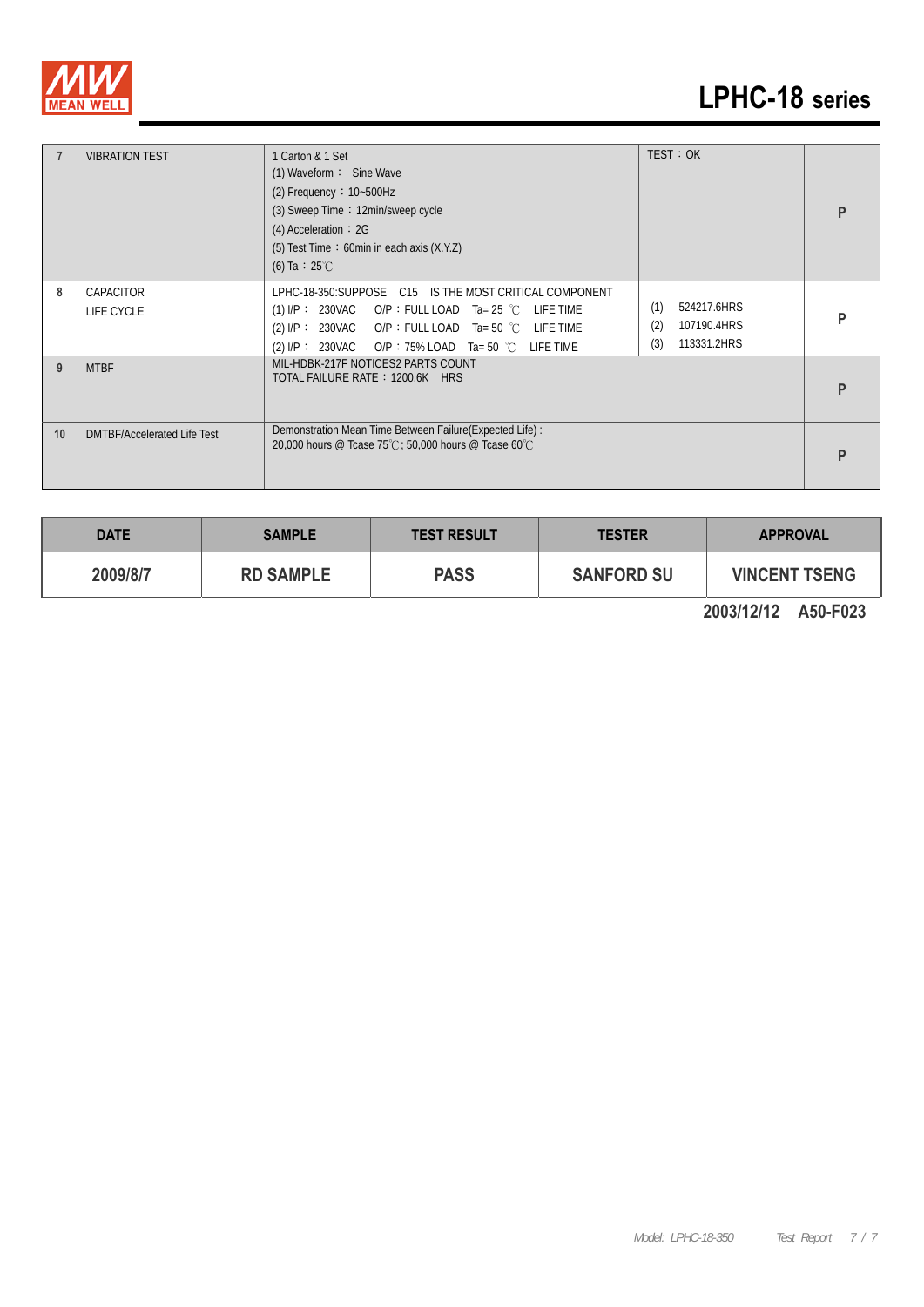| | | | | |
|---|---|---|---|---|
| 7 | VIBRATION TEST | 1 Carton & 1 Set<br>(1) Waveform： Sine Wave<br>(2) Frequency：10~500Hz<br>(3) Sweep Time：12min/sweep cycle<br>(4) Acceleration：2G<br>(5) Test Time：60min in each axis (X.Y.Z)<br>(6) Ta：25℃ | TEST：OK | P |
| 8 | CAPACITOR<br>LIFE CYCLE | LPHC-18-350:SUPPOSE C15 IS THE MOST CRITICAL COMPONENT<br>(1) I/P： 230VAC O/P：FULL LOAD Ta= 25 ℃ LIFE TIME<br>(2) I/P： 230VAC O/P：FULL LOAD Ta= 50 ℃ LIFE TIME<br>(2) I/P： 230VAC O/P：75% LOAD Ta= 50 ℃ LIFE TIME | (1) 524217.6HRS<br>(2) 107190.4HRS<br>(3) 113331.2HRS | P |
| 9 | MTBF | MIL-HDBK-217F NOTICES2 PARTS COUNT<br>TOTAL FAILURE RATE：1200.6K HRS | | P |
| 10 | DMTBF/Accelerated Life Test | Demonstration Mean Time Between Failure(Expected Life) :<br>20,000 hours @ Tcase 75℃; 50,000 hours @ Tcase 60℃ | | P |

| DATE | SAMPLE | TEST RESULT | TESTER | APPROVAL |
|---|---|---|---|---|
| 2009/8/7 | RD SAMPLE | PASS | SANFORD SU | VINCENT TSENG |

**2003/12/12 A50-F023**